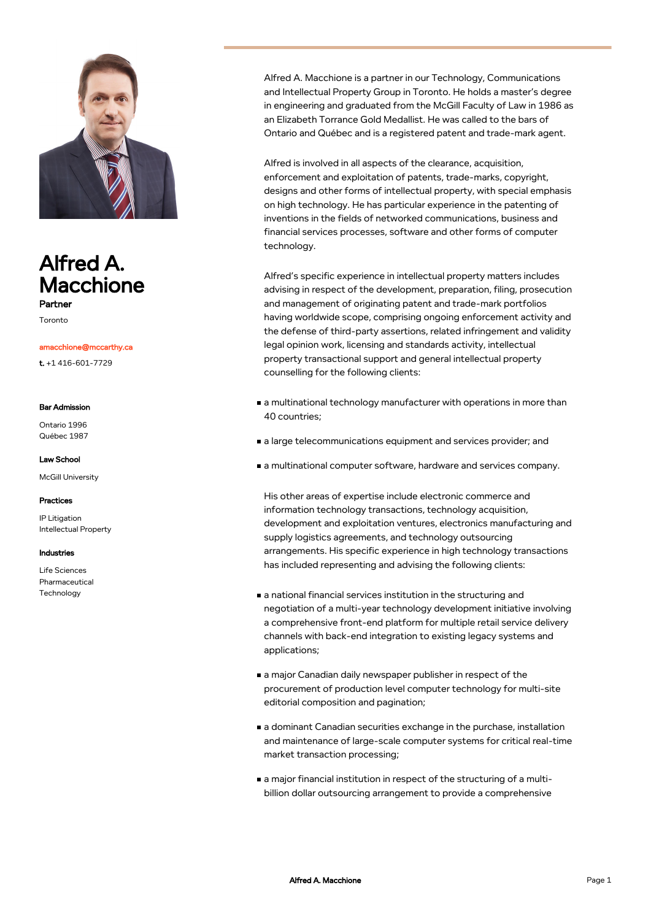# Alfred A. Macchione

**Partner**

Toronto

amacchione@mccarthy.ca

**t.** +1 416-601-7729

#### Bar Admission

Ontario 1996
Québec 1987

#### Law School

McGill University

#### Practices

IP Litigation
Intellectual Property

#### Industries

Life Sciences
Pharmaceutical
Technology

Alfred A. Macchione is a partner in our Technology, Communications and Intellectual Property Group in Toronto. He holds a master's degree in engineering and graduated from the McGill Faculty of Law in 1986 as an Elizabeth Torrance Gold Medallist. He was called to the bars of Ontario and Québec and is a registered patent and trade-mark agent.

Alfred is involved in all aspects of the clearance, acquisition, enforcement and exploitation of patents, trade-marks, copyright, designs and other forms of intellectual property, with special emphasis on high technology. He has particular experience in the patenting of inventions in the fields of networked communications, business and financial services processes, software and other forms of computer technology.

Alfred's specific experience in intellectual property matters includes advising in respect of the development, preparation, filing, prosecution and management of originating patent and trade-mark portfolios having worldwide scope, comprising ongoing enforcement activity and the defense of third-party assertions, related infringement and validity legal opinion work, licensing and standards activity, intellectual property transactional support and general intellectual property counselling for the following clients:

- a multinational technology manufacturer with operations in more than 40 countries;
- a large telecommunications equipment and services provider; and
- a multinational computer software, hardware and services company.

His other areas of expertise include electronic commerce and information technology transactions, technology acquisition, development and exploitation ventures, electronics manufacturing and supply logistics agreements, and technology outsourcing arrangements. His specific experience in high technology transactions has included representing and advising the following clients:

- a national financial services institution in the structuring and negotiation of a multi-year technology development initiative involving a comprehensive front-end platform for multiple retail service delivery channels with back-end integration to existing legacy systems and applications;
- a major Canadian daily newspaper publisher in respect of the procurement of production level computer technology for multi-site editorial composition and pagination;
- a dominant Canadian securities exchange in the purchase, installation and maintenance of large-scale computer systems for critical real-time market transaction processing;
- a major financial institution in respect of the structuring of a multi-billion dollar outsourcing arrangement to provide a comprehensive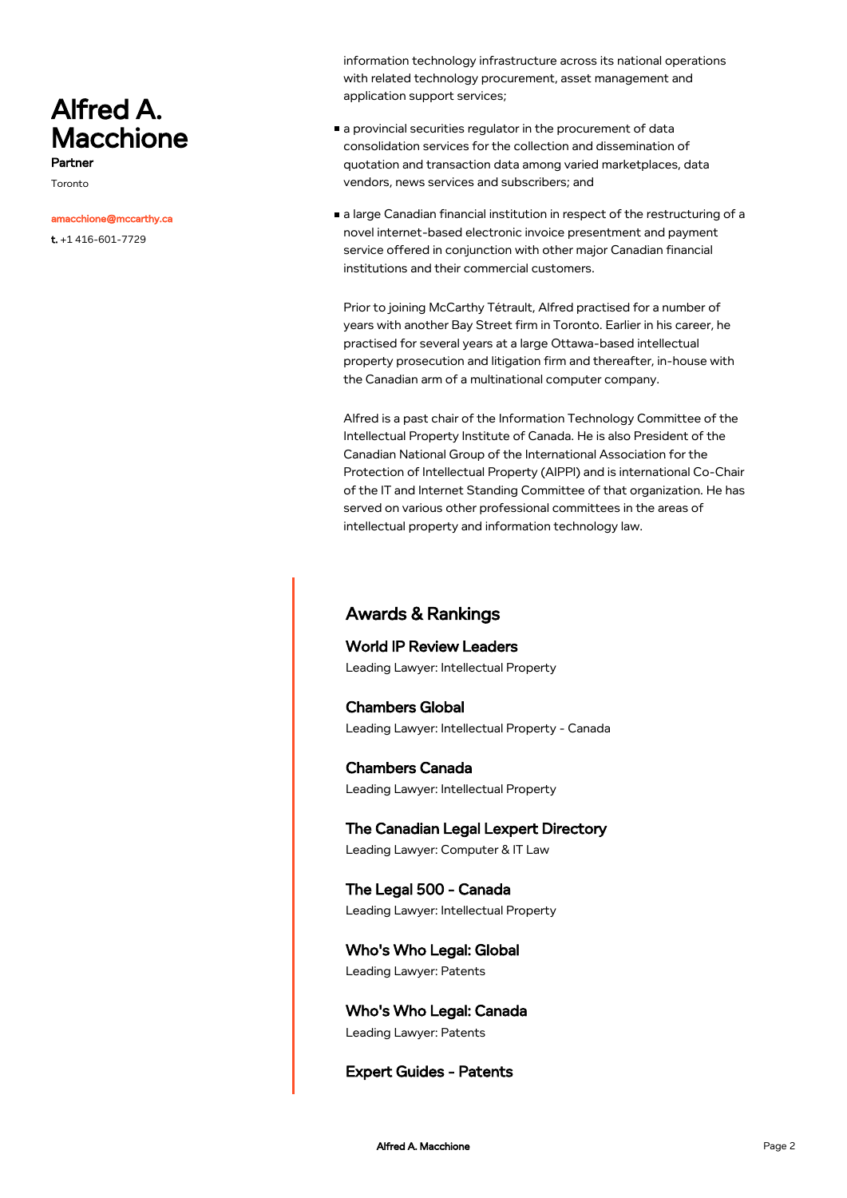# Alfred A. Macchione

Partner

Toronto

amacchione@mccarthy.ca

t. +1 416-601-7729

information technology infrastructure across its national operations with related technology procurement, asset management and application support services;

- a provincial securities regulator in the procurement of data consolidation services for the collection and dissemination of quotation and transaction data among varied marketplaces, data vendors, news services and subscribers; and
- a large Canadian financial institution in respect of the restructuring of a novel internet-based electronic invoice presentment and payment service offered in conjunction with other major Canadian financial institutions and their commercial customers.

Prior to joining McCarthy Tétrault, Alfred practised for a number of years with another Bay Street firm in Toronto. Earlier in his career, he practised for several years at a large Ottawa-based intellectual property prosecution and litigation firm and thereafter, in-house with the Canadian arm of a multinational computer company.

Alfred is a past chair of the Information Technology Committee of the Intellectual Property Institute of Canada. He is also President of the Canadian National Group of the International Association for the Protection of Intellectual Property (AIPPI) and is international Co-Chair of the IT and Internet Standing Committee of that organization. He has served on various other professional committees in the areas of intellectual property and information technology law.

## Awards & Rankings

### World IP Review Leaders

Leading Lawyer: Intellectual Property

### Chambers Global

Leading Lawyer: Intellectual Property - Canada

### Chambers Canada

Leading Lawyer: Intellectual Property

### The Canadian Legal Lexpert Directory

Leading Lawyer: Computer & IT Law

### The Legal 500 - Canada

Leading Lawyer: Intellectual Property

### Who's Who Legal: Global

Leading Lawyer: Patents

### Who's Who Legal: Canada

Leading Lawyer: Patents

### Expert Guides - Patents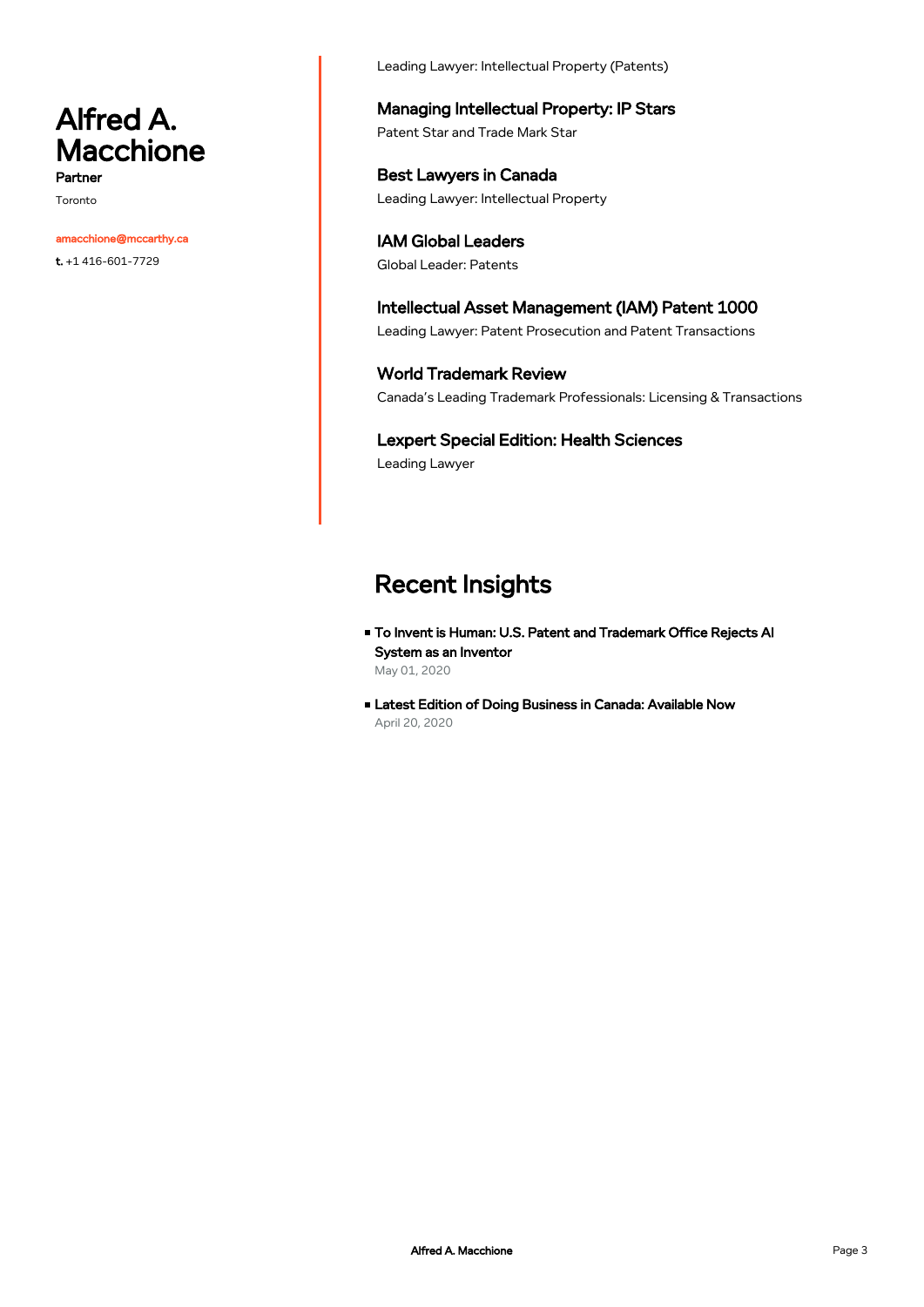# Alfred A. Macchione

**Partner**

Toronto

amacchione@mccarthy.ca

**t.** +1 416-601-7729

Leading Lawyer: Intellectual Property (Patents)

### Managing Intellectual Property: IP Stars

Patent Star and Trade Mark Star

### Best Lawyers in Canada

Leading Lawyer: Intellectual Property

### IAM Global Leaders

Global Leader: Patents

### Intellectual Asset Management (IAM) Patent 1000

Leading Lawyer: Patent Prosecution and Patent Transactions

### World Trademark Review

Canada's Leading Trademark Professionals: Licensing & Transactions

### Lexpert Special Edition: Health Sciences

Leading Lawyer

## Recent Insights

- **To Invent is Human: U.S. Patent and Trademark Office Rejects AI System as an Inventor**
  May 01, 2020
- **Latest Edition of Doing Business in Canada: Available Now**
  April 20, 2020